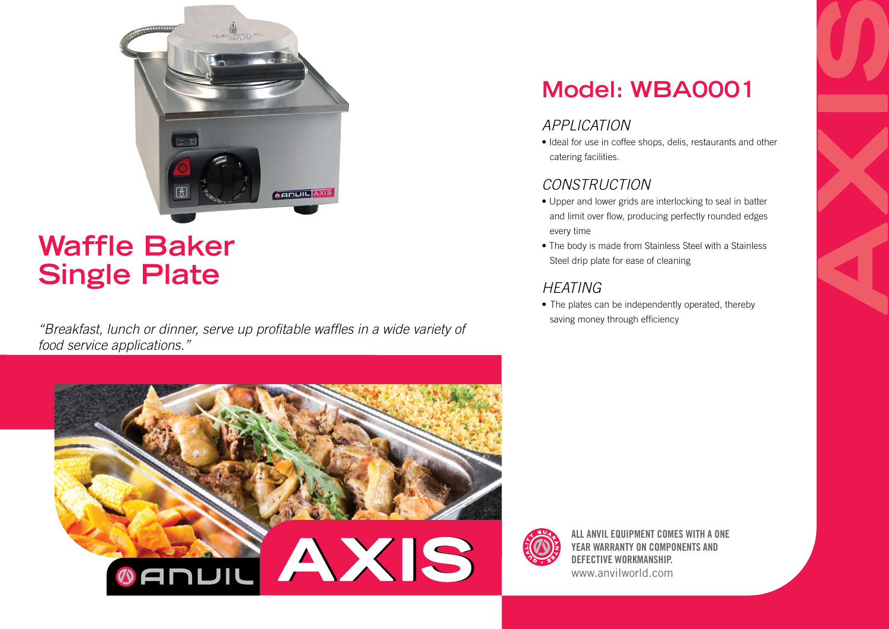# Waffle Baker Single Plate

*"Breakfast, lunch or dinner, serve up profitable waffles in a wide variety of food service applications."*

## Model: WBA0001

### APPLICATION

- Ideal for use in coffee shops, delis, restaurants and other catering facilities.

### CONSTRUCTION

- Upper and lower grids are interlocking to seal in batter and limit over flow, producing perfectly rounded edges every time
- The body is made from Stainless Steel with a Stainless Steel drip plate for ease of cleaning

### HEATING

- The plates can be independently operated, thereby saving money through efficiency

**ALL ANVIL EQUIPMENT COMES WITH A ONE YEAR WARRANTY ON COMPONENTS AND DEFECTIVE WORKMANSHIP.**

www.anvilworld.com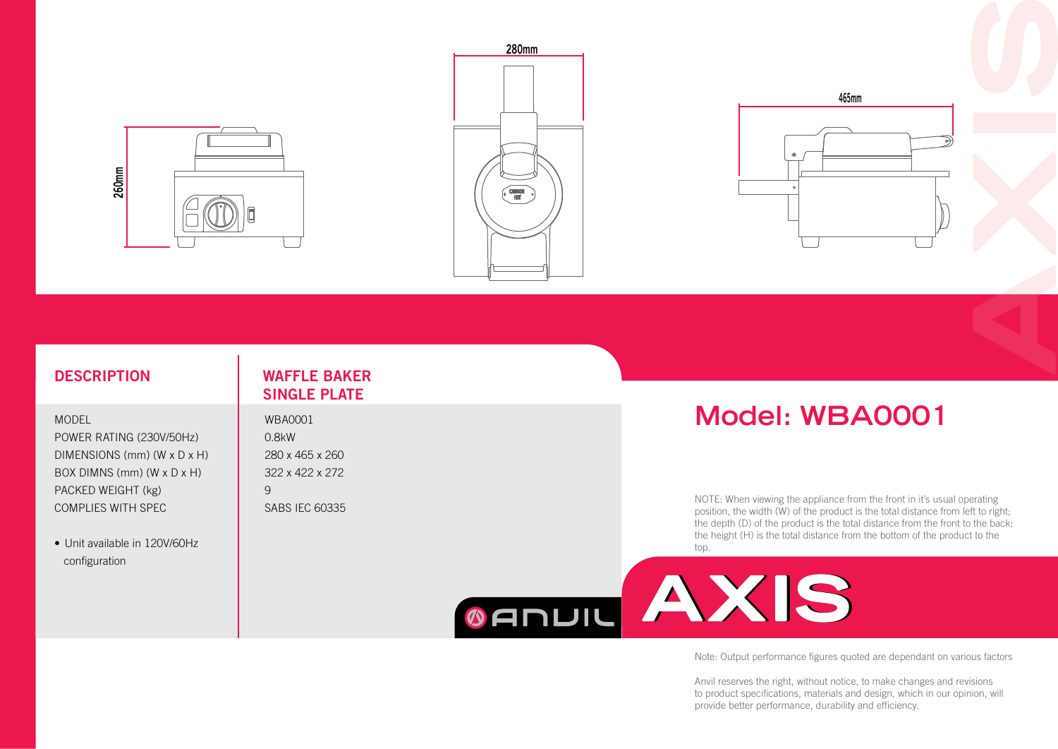280mm

260mm

465mm

| DESCRIPTION | WAFFLE BAKER SINGLE PLATE |
| --- | --- |
| MODEL | WBA0001 |
| POWER RATING (230V/50Hz) | 0.8kW |
| DIMENSIONS (mm) (W x D x H) | 280 x 465 x 260 |
| BOX DIMNS (mm) (W x D x H) | 322 x 422 x 272 |
| PACKED WEIGHT (kg) | 9 |
| COMPLIES WITH SPEC | SABS IEC 60335 |

- Unit available in 120V/60Hz configuration

# Model: WBA0001

NOTE: When viewing the appliance from the front in it's usual operating position, the width (W) of the product is the total distance from left to right; the depth (D) of the product is the total distance from the front to the back; the height (H) is the total distance from the bottom of the product to the top.

ANVIL AXIS

Note: Output performance figures quoted are dependant on various factors

Anvil reserves the right, without notice, to make changes and revisions to product specifications, materials and design, which in our opinion, will provide better performance, durability and efficiency.